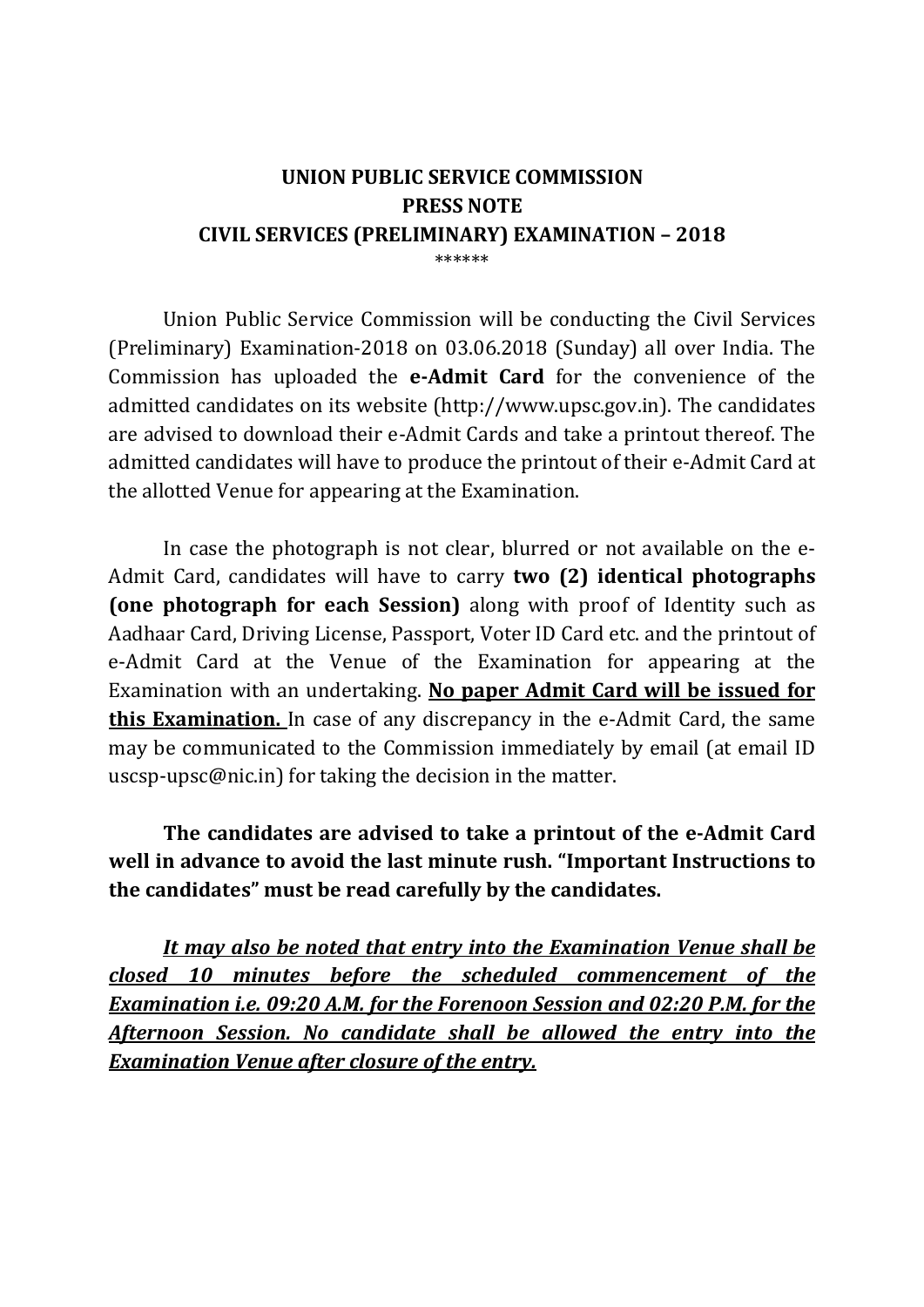**UNION PUBLIC SERVICE COMMISSION**
**PRESS NOTE**
**CIVIL SERVICES (PRELIMINARY) EXAMINATION – 2018**

******

Union Public Service Commission will be conducting the Civil Services (Preliminary) Examination-2018 on 03.06.2018 (Sunday) all over India. The Commission has uploaded the **e-Admit Card** for the convenience of the admitted candidates on its website (http://www.upsc.gov.in). The candidates are advised to download their e-Admit Cards and take a printout thereof. The admitted candidates will have to produce the printout of their e-Admit Card at the allotted Venue for appearing at the Examination.

In case the photograph is not clear, blurred or not available on the e-Admit Card, candidates will have to carry **two (2) identical photographs (one photograph for each Session)** along with proof of Identity such as Aadhaar Card, Driving License, Passport, Voter ID Card etc. and the printout of e-Admit Card at the Venue of the Examination for appearing at the Examination with an undertaking. **No paper Admit Card will be issued for this Examination.** In case of any discrepancy in the e-Admit Card, the same may be communicated to the Commission immediately by email (at email ID uscsp-upsc@nic.in) for taking the decision in the matter.

**The candidates are advised to take a printout of the e-Admit Card well in advance to avoid the last minute rush. "Important Instructions to the candidates" must be read carefully by the candidates.**

***It may also be noted that entry into the Examination Venue shall be closed 10 minutes before the scheduled commencement of the Examination i.e. 09:20 A.M. for the Forenoon Session and 02:20 P.M. for the Afternoon Session. No candidate shall be allowed the entry into the Examination Venue after closure of the entry.***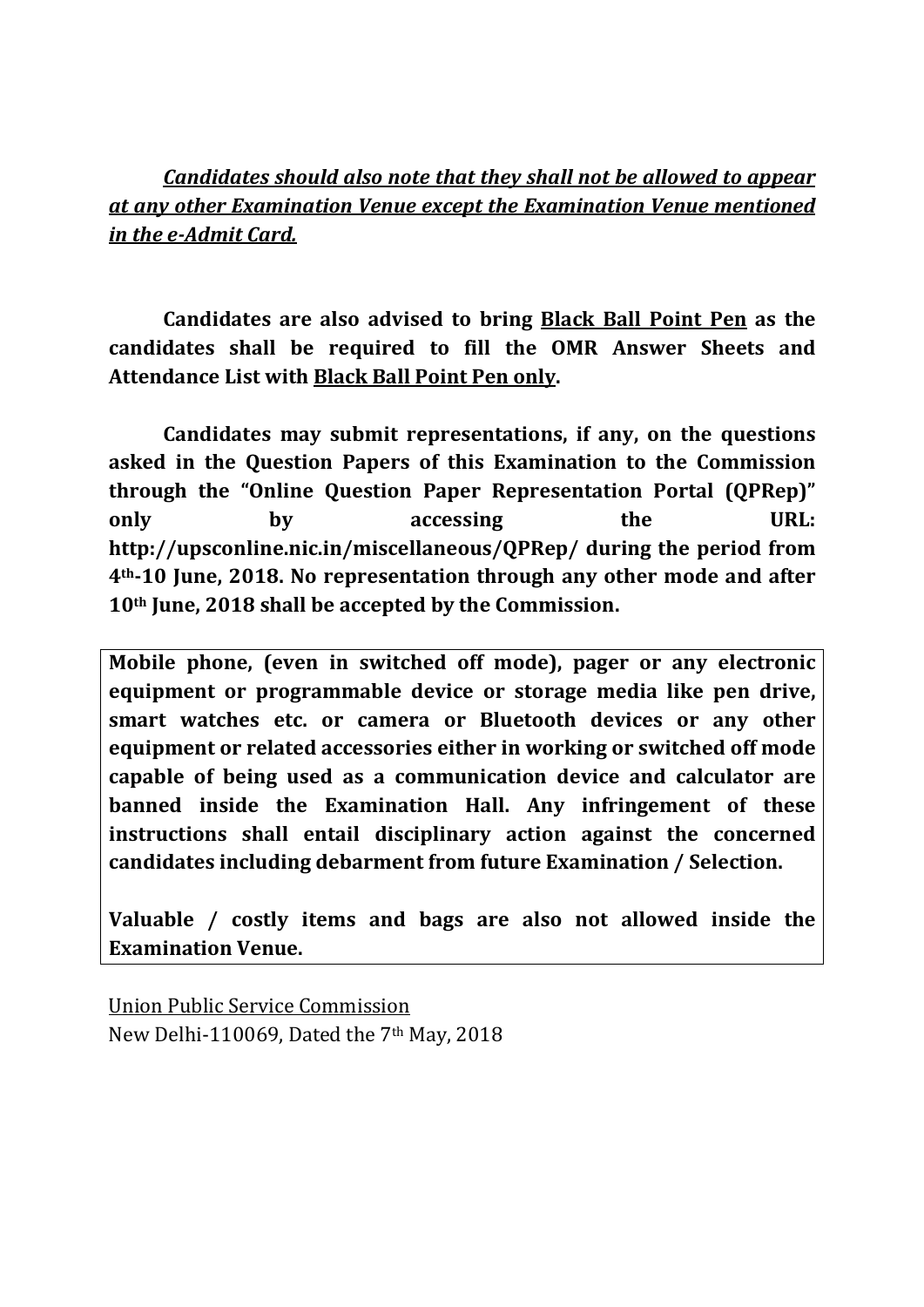***Candidates should also note that they shall not be allowed to appear at any other Examination Venue except the Examination Venue mentioned in the e-Admit Card.***

**Candidates are also advised to bring Black Ball Point Pen as the candidates shall be required to fill the OMR Answer Sheets and Attendance List with Black Ball Point Pen only.**

**Candidates may submit representations, if any, on the questions asked in the Question Papers of this Examination to the Commission through the "Online Question Paper Representation Portal (QPRep)" only by accessing the URL: http://upsconline.nic.in/miscellaneous/QPRep/ during the period from 4th-10 June, 2018. No representation through any other mode and after 10th June, 2018 shall be accepted by the Commission.**

**Mobile phone, (even in switched off mode), pager or any electronic equipment or programmable device or storage media like pen drive, smart watches etc. or camera or Bluetooth devices or any other equipment or related accessories either in working or switched off mode capable of being used as a communication device and calculator are banned inside the Examination Hall. Any infringement of these instructions shall entail disciplinary action against the concerned candidates including debarment from future Examination / Selection.**

**Valuable / costly items and bags are also not allowed inside the Examination Venue.**

Union Public Service Commission
New Delhi-110069, Dated the 7th May, 2018